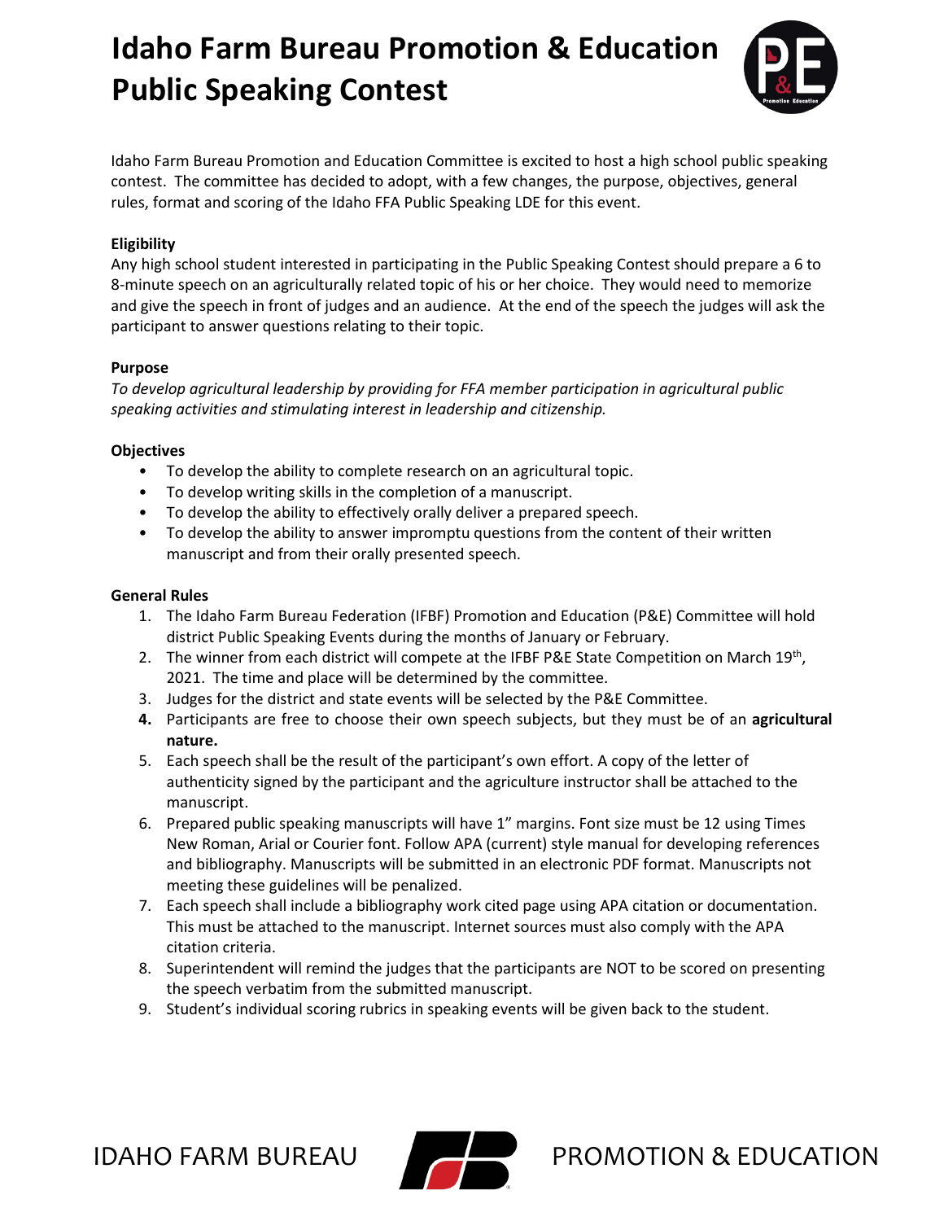# Idaho Farm Bureau Promotion & Education Public Speaking Contest

Idaho Farm Bureau Promotion and Education Committee is excited to host a high school public speaking contest. The committee has decided to adopt, with a few changes, the purpose, objectives, general rules, format and scoring of the Idaho FFA Public Speaking LDE for this event.

**Eligibility**

Any high school student interested in participating in the Public Speaking Contest should prepare a 6 to 8-minute speech on an agriculturally related topic of his or her choice. They would need to memorize and give the speech in front of judges and an audience. At the end of the speech the judges will ask the participant to answer questions relating to their topic.

**Purpose**

*To develop agricultural leadership by providing for FFA member participation in agricultural public speaking activities and stimulating interest in leadership and citizenship.*

**Objectives**

- To develop the ability to complete research on an agricultural topic.
- To develop writing skills in the completion of a manuscript.
- To develop the ability to effectively orally deliver a prepared speech.
- To develop the ability to answer impromptu questions from the content of their written manuscript and from their orally presented speech.

**General Rules**

1. The Idaho Farm Bureau Federation (IFBF) Promotion and Education (P&E) Committee will hold district Public Speaking Events during the months of January or February.
2. The winner from each district will compete at the IFBF P&E State Competition on March 19th, 2021. The time and place will be determined by the committee.
3. Judges for the district and state events will be selected by the P&E Committee.
4. Participants are free to choose their own speech subjects, but they must be of an **agricultural nature.**
5. Each speech shall be the result of the participant's own effort. A copy of the letter of authenticity signed by the participant and the agriculture instructor shall be attached to the manuscript.
6. Prepared public speaking manuscripts will have 1" margins. Font size must be 12 using Times New Roman, Arial or Courier font. Follow APA (current) style manual for developing references and bibliography. Manuscripts will be submitted in an electronic PDF format. Manuscripts not meeting these guidelines will be penalized.
7. Each speech shall include a bibliography work cited page using APA citation or documentation. This must be attached to the manuscript. Internet sources must also comply with the APA citation criteria.
8. Superintendent will remind the judges that the participants are NOT to be scored on presenting the speech verbatim from the submitted manuscript.
9. Student's individual scoring rubrics in speaking events will be given back to the student.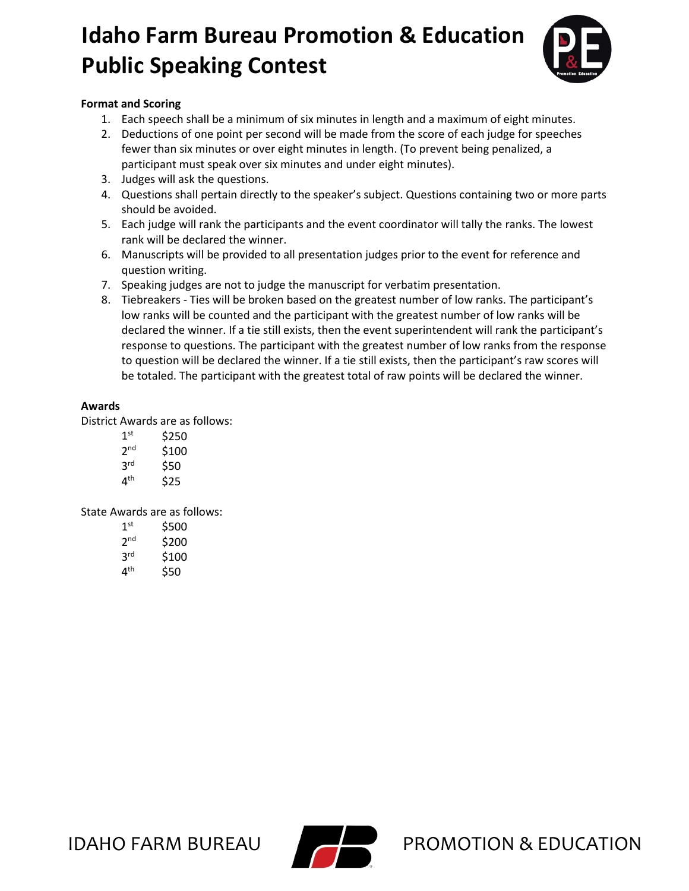# Idaho Farm Bureau Promotion & Education Public Speaking Contest

**Format and Scoring**

1. Each speech shall be a minimum of six minutes in length and a maximum of eight minutes.
2. Deductions of one point per second will be made from the score of each judge for speeches fewer than six minutes or over eight minutes in length. (To prevent being penalized, a participant must speak over six minutes and under eight minutes).
3. Judges will ask the questions.
4. Questions shall pertain directly to the speaker's subject. Questions containing two or more parts should be avoided.
5. Each judge will rank the participants and the event coordinator will tally the ranks. The lowest rank will be declared the winner.
6. Manuscripts will be provided to all presentation judges prior to the event for reference and question writing.
7. Speaking judges are not to judge the manuscript for verbatim presentation.
8. Tiebreakers - Ties will be broken based on the greatest number of low ranks. The participant's low ranks will be counted and the participant with the greatest number of low ranks will be declared the winner. If a tie still exists, then the event superintendent will rank the participant's response to questions. The participant with the greatest number of low ranks from the response to question will be declared the winner. If a tie still exists, then the participant's raw scores will be totaled. The participant with the greatest total of raw points will be declared the winner.

**Awards**

District Awards are as follows:

| | |
|---|---|
| 1st | $250 |
| 2nd | $100 |
| 3rd | $50 |
| 4th | $25 |

State Awards are as follows:

| | |
|---|---|
| 1st | $500 |
| 2nd | $200 |
| 3rd | $100 |
| 4th | $50 |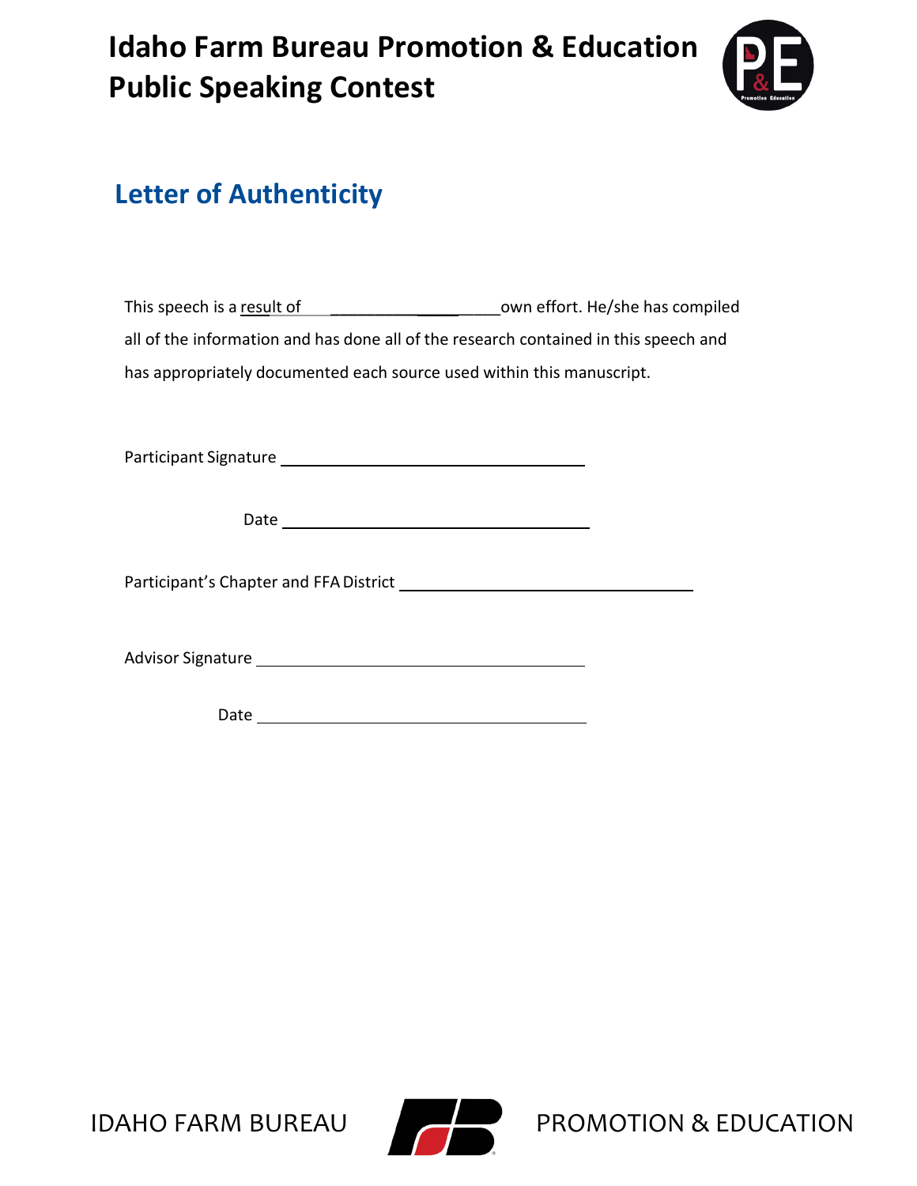# Idaho Farm Bureau Promotion & Education Public Speaking Contest

## Letter of Authenticity

This speech is a result of _____________________ own effort. He/she has compiled all of the information and has done all of the research contained in this speech and has appropriately documented each source used within this manuscript.

Participant Signature ______________________________

Date ______________________________

Participant's Chapter and FFA District ______________________________

Advisor Signature ______________________________

Date ______________________________

IDAHO FARM BUREAU PROMOTION & EDUCATION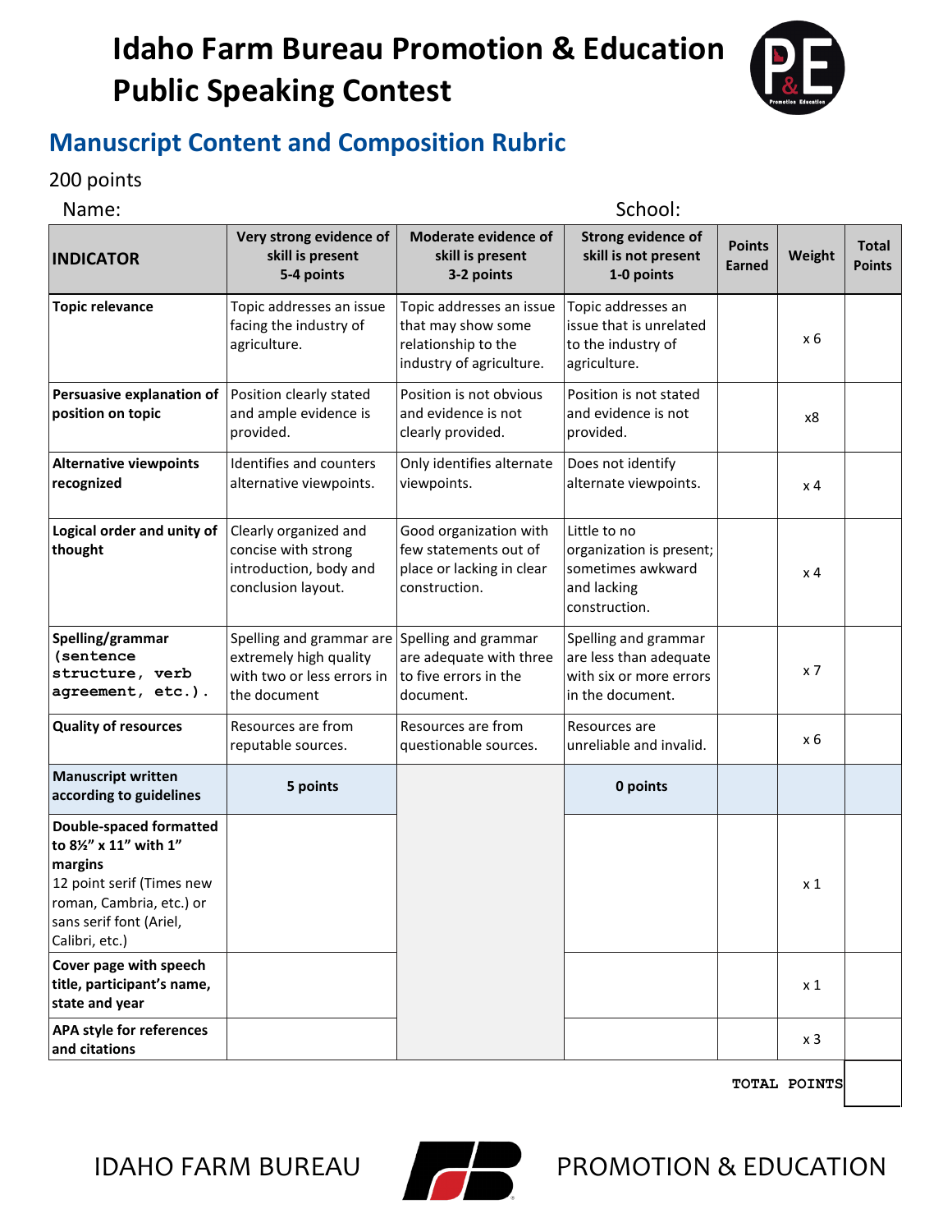# Idaho Farm Bureau Promotion & Education Public Speaking Contest

## Manuscript Content and Composition Rubric

200 points

Name: School:

| INDICATOR | Very strong evidence of skill is present 5-4 points | Moderate evidence of skill is present 3-2 points | Strong evidence of skill is not present 1-0 points | Points Earned | Weight | Total Points |
|---|---|---|---|---|---|---|
| **Topic relevance** | Topic addresses an issue facing the industry of agriculture. | Topic addresses an issue that may show some relationship to the industry of agriculture. | Topic addresses an issue that is unrelated to the industry of agriculture. | | x 6 | |
| **Persuasive explanation of position on topic** | Position clearly stated and ample evidence is provided. | Position is not obvious and evidence is not clearly provided. | Position is not stated and evidence is not provided. | | x8 | |
| **Alternative viewpoints recognized** | Identifies and counters alternative viewpoints. | Only identifies alternate viewpoints. | Does not identify alternate viewpoints. | | x 4 | |
| **Logical order and unity of thought** | Clearly organized and concise with strong introduction, body and conclusion layout. | Good organization with few statements out of place or lacking in clear construction. | Little to no organization is present; sometimes awkward and lacking construction. | | x 4 | |
| **Spelling/grammar (sentence structure, verb agreement, etc.).** | Spelling and grammar are extremely high quality with two or less errors in the document | Spelling and grammar are adequate with three to five errors in the document. | Spelling and grammar are less than adequate with six or more errors in the document. | | x 7 | |
| **Quality of resources** | Resources are from reputable sources. | Resources are from questionable sources. | Resources are unreliable and invalid. | | x 6 | |
| **Manuscript written according to guidelines** | **5 points** | | **0 points** | | | |
| **Double-spaced formatted to 8½" x 11" with 1" margins** 12 point serif (Times new roman, Cambria, etc.) or sans serif font (Ariel, Calibri, etc.) | | | | | x 1 | |
| **Cover page with speech title, participant's name, state and year** | | | | | x 1 | |
| **APA style for references and citations** | | | | | x 3 | |

**TOTAL POINTS**

IDAHO FARM BUREAU PROMOTION & EDUCATION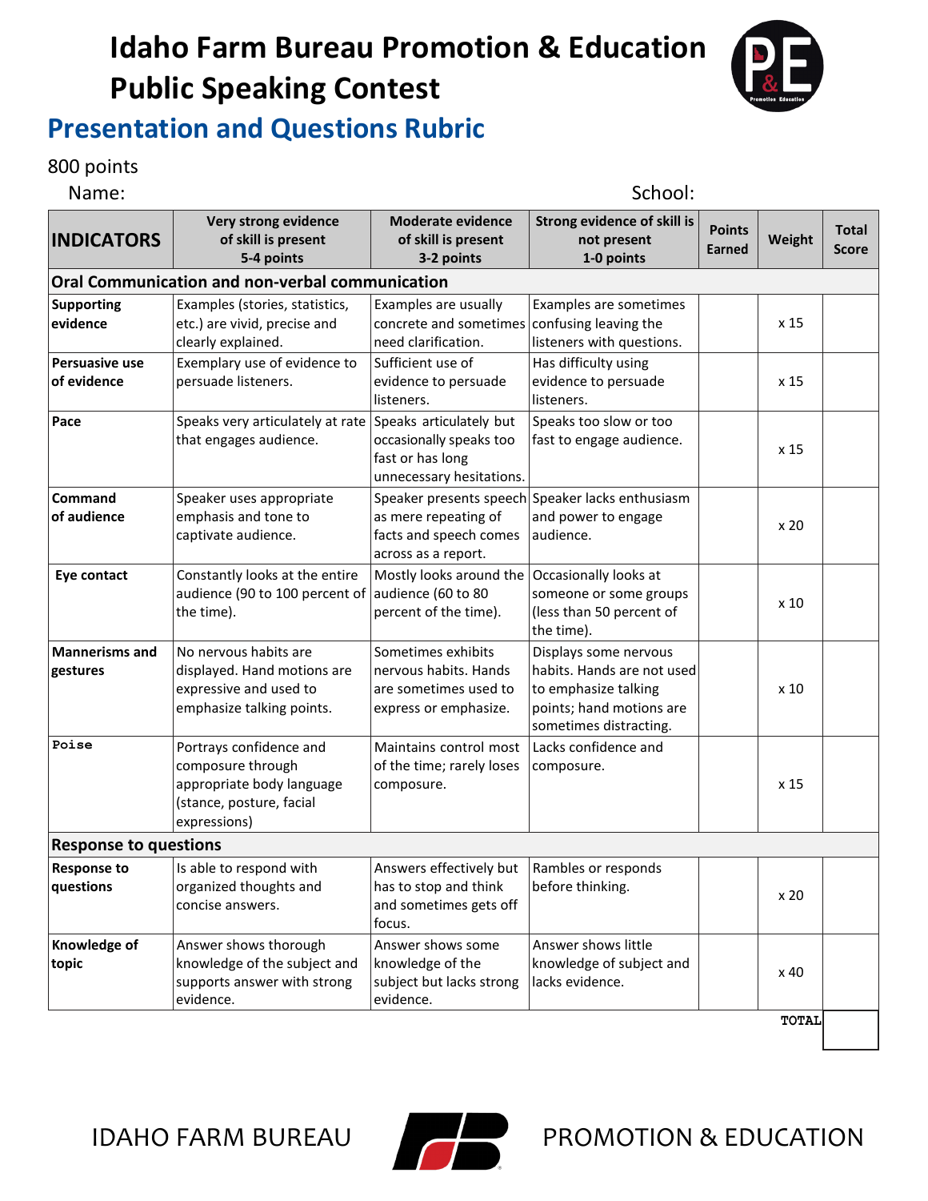# Idaho Farm Bureau Promotion & Education Public Speaking Contest

## Presentation and Questions Rubric

800 points

Name: School:

| INDICATORS | Very strong evidence of skill is present 5-4 points | Moderate evidence of skill is present 3-2 points | Strong evidence of skill is not present 1-0 points | Points Earned | Weight | Total Score |
|---|---|---|---|---|---|---|
| **Oral Communication and non-verbal communication** | | | | | | |
| **Supporting evidence** | Examples (stories, statistics, etc.) are vivid, precise and clearly explained. | Examples are usually concrete and sometimes need clarification. | Examples are sometimes confusing leaving the listeners with questions. | | x 15 | |
| **Persuasive use of evidence** | Exemplary use of evidence to persuade listeners. | Sufficient use of evidence to persuade listeners. | Has difficulty using evidence to persuade listeners. | | x 15 | |
| **Pace** | Speaks very articulately at rate that engages audience. | Speaks articulately but occasionally speaks too fast or has long unnecessary hesitations. | Speaks too slow or too fast to engage audience. | | x 15 | |
| **Command of audience** | Speaker uses appropriate emphasis and tone to captivate audience. | Speaker presents speech as mere repeating of facts and speech comes across as a report. | Speaker lacks enthusiasm and power to engage audience. | | x 20 | |
| **Eye contact** | Constantly looks at the entire audience (90 to 100 percent of the time). | Mostly looks around the audience (60 to 80 percent of the time). | Occasionally looks at someone or some groups (less than 50 percent of the time). | | x 10 | |
| **Mannerisms and gestures** | No nervous habits are displayed. Hand motions are expressive and used to emphasize talking points. | Sometimes exhibits nervous habits. Hands are sometimes used to express or emphasize. | Displays some nervous habits. Hands are not used to emphasize talking points; hand motions are sometimes distracting. | | x 10 | |
| **Poise** | Portrays confidence and composure through appropriate body language (stance, posture, facial expressions) | Maintains control most of the time; rarely loses composure. | Lacks confidence and composure. | | x 15 | |
| **Response to questions** | | | | | | |
| **Response to questions** | Is able to respond with organized thoughts and concise answers. | Answers effectively but has to stop and think and sometimes gets off focus. | Rambles or responds before thinking. | | x 20 | |
| **Knowledge of topic** | Answer shows thorough knowledge of the subject and supports answer with strong evidence. | Answer shows some knowledge of the subject but lacks strong evidence. | Answer shows little knowledge of subject and lacks evidence. | | x 40 | |
| | | | | | **TOTAL** | |

IDAHO FARM BUREAU PROMOTION & EDUCATION